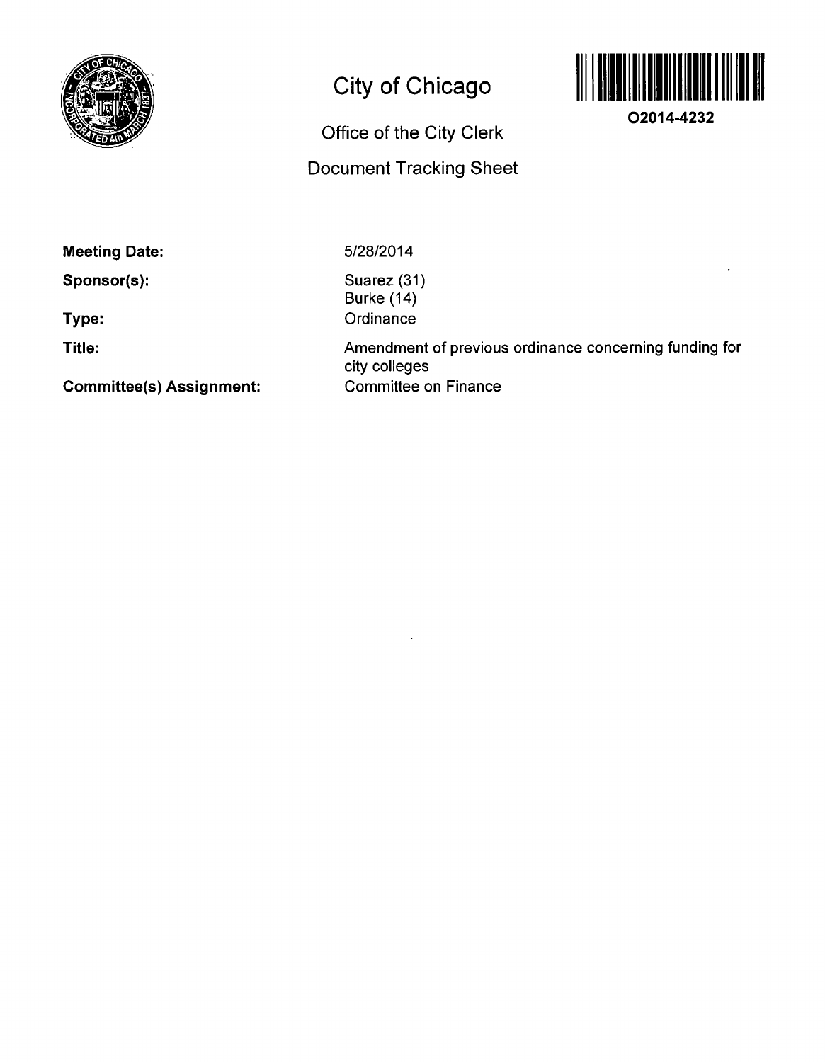# City of Chicago

## Office of the City Clerk

## Document Tracking Sheet

**O2014-4232**

**Meeting Date:** 5/28/2014

**Sponsor(s):** Suarez (31)
Burke (14)

**Type:** Ordinance

**Title:** Amendment of previous ordinance concerning funding for city colleges

**Committee(s) Assignment:** Committee on Finance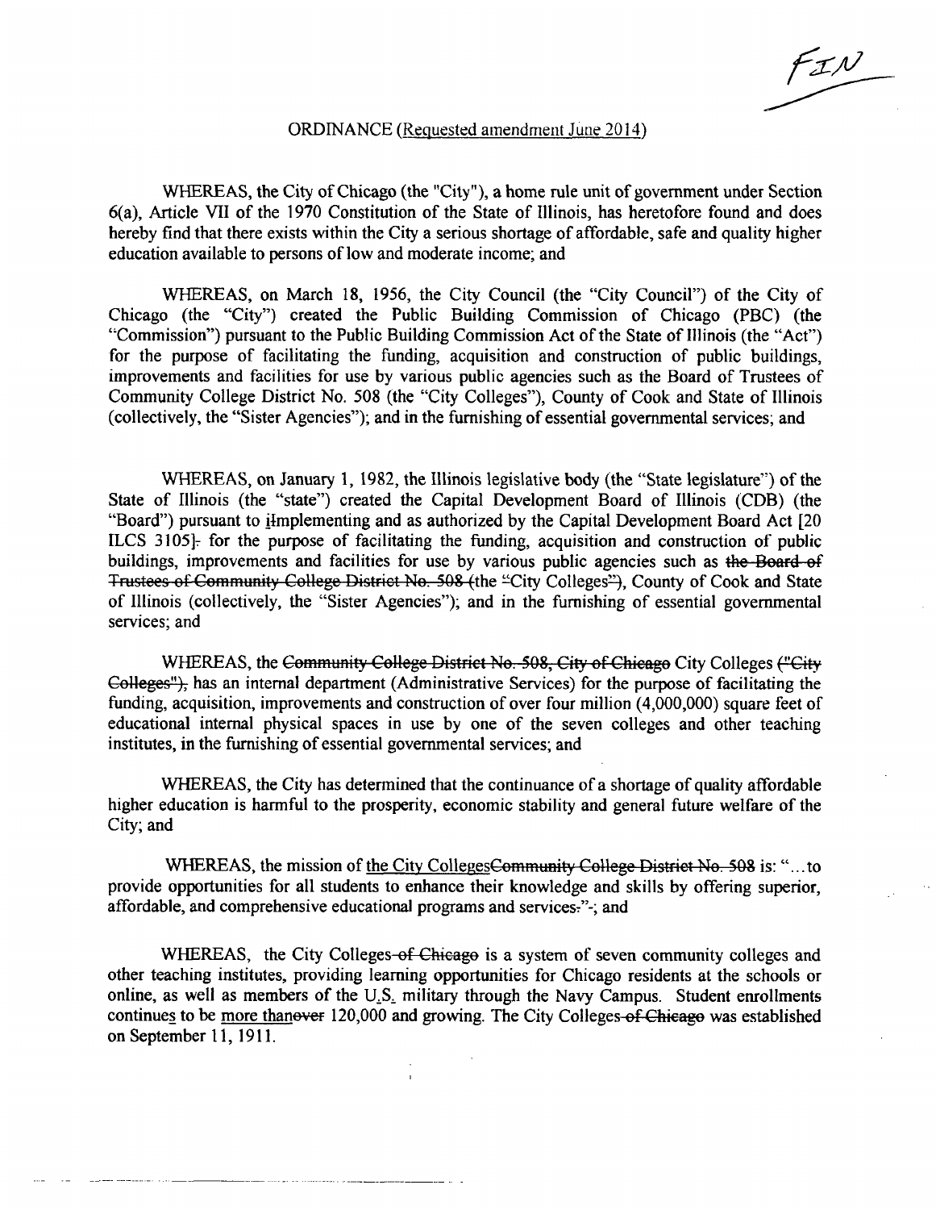FIN

ORDINANCE (Requested amendment June 2014)

WHEREAS, the City of Chicago (the "City"), a home rule unit of government under Section 6(a), Article VII of the 1970 Constitution of the State of Illinois, has heretofore found and does hereby find that there exists within the City a serious shortage of affordable, safe and quality higher education available to persons of low and moderate income; and

WHEREAS, on March 18, 1956, the City Council (the "City Council") of the City of Chicago (the "City") created the Public Building Commission of Chicago (PBC) (the "Commission") pursuant to the Public Building Commission Act of the State of Illinois (the "Act") for the purpose of facilitating the funding, acquisition and construction of public buildings, improvements and facilities for use by various public agencies such as the Board of Trustees of Community College District No. 508 (the "City Colleges"), County of Cook and State of Illinois (collectively, the "Sister Agencies"); and in the furnishing of essential governmental services; and

WHEREAS, on January 1, 1982, the Illinois legislative body (the "State legislature") of the State of Illinois (the "state") created the Capital Development Board of Illinois (CDB) (the "Board") pursuant to iImplementing and as authorized by the Capital Development Board Act [20 ILCS 3105]. for the purpose of facilitating the funding, acquisition and construction of public buildings, improvements and facilities for use by various public agencies such as ~~the Board of Trustees of Community College District No. 508 (~~the "City Colleges"~~)~~, County of Cook and State of Illinois (collectively, the "Sister Agencies"); and in the furnishing of essential governmental services; and

WHEREAS, the ~~Community College District No. 508, City of Chicago~~ City Colleges ~~("City Colleges")~~, has an internal department (Administrative Services) for the purpose of facilitating the funding, acquisition, improvements and construction of over four million (4,000,000) square feet of educational internal physical spaces in use by one of the seven colleges and other teaching institutes, in the furnishing of essential governmental services; and

WHEREAS, the City has determined that the continuance of a shortage of quality affordable higher education is harmful to the prosperity, economic stability and general future welfare of the City; and

WHEREAS, the mission of the City Colleges~~Community College District No. 508~~ is: "...to provide opportunities for all students to enhance their knowledge and skills by offering superior, affordable, and comprehensive educational programs and services."; and

WHEREAS, the City Colleges ~~of Chicago~~ is a system of seven community colleges and other teaching institutes, providing learning opportunities for Chicago residents at the schools or online, as well as members of the U.S. military through the Navy Campus. Student enrollments continues to be more than~~over~~ 120,000 and growing. The City Colleges ~~of Chicago~~ was established on September 11, 1911.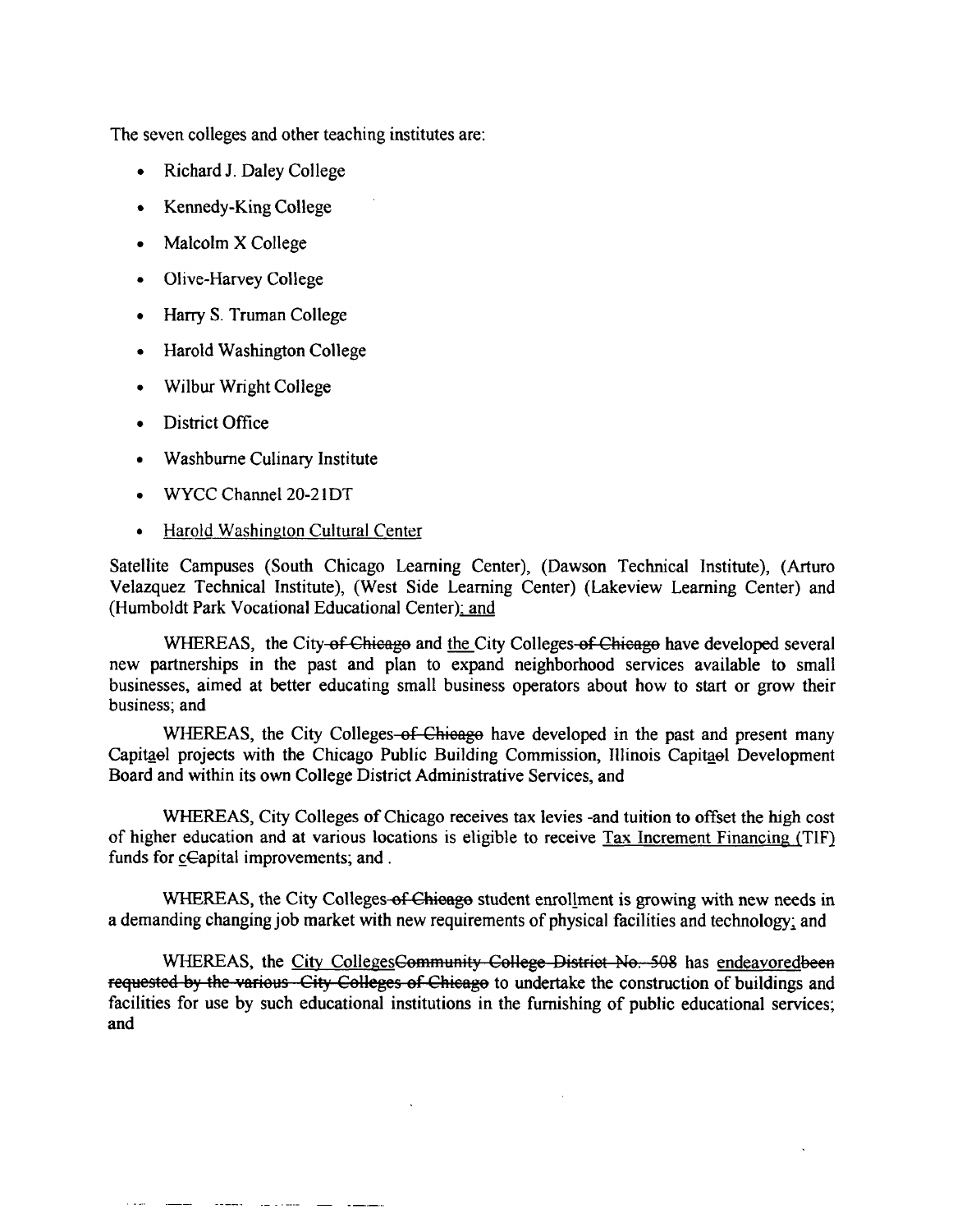The seven colleges and other teaching institutes are:

- Richard J. Daley College
- Kennedy-King College
- Malcolm X College
- Olive-Harvey College
- Harry S. Truman College
- Harold Washington College
- Wilbur Wright College
- District Office
- Washburne Culinary Institute
- WYCC Channel 20-21DT
- Harold Washington Cultural Center

Satellite Campuses (South Chicago Learning Center), (Dawson Technical Institute), (Arturo Velazquez Technical Institute), (West Side Learning Center) (Lakeview Learning Center) and (Humboldt Park Vocational Educational Center); and

WHEREAS, the City ~~of Chicago~~ and the City Colleges ~~of Chicago~~ have developed several new partnerships in the past and plan to expand neighborhood services available to small businesses, aimed at better educating small business operators about how to start or grow their business; and

WHEREAS, the City Colleges ~~of Chicago~~ have developed in the past and present many Capita~~o~~l projects with the Chicago Public Building Commission, Illinois Capita~~o~~l Development Board and within its own College District Administrative Services, and

WHEREAS, City Colleges of Chicago receives tax levies -and tuition to offset the high cost of higher education and at various locations is eligible to receive Tax Increment Financing (TIF) funds for c~~C~~apital improvements; and .

WHEREAS, the City Colleges ~~of Chicago~~ student enrollment is growing with new needs in a demanding changing job market with new requirements of physical facilities and technology; and

WHEREAS, the City Colleges~~Community College District No. 508~~ has endeavored~~been requested by the various City Colleges of Chicago~~ to undertake the construction of buildings and facilities for use by such educational institutions in the furnishing of public educational services; and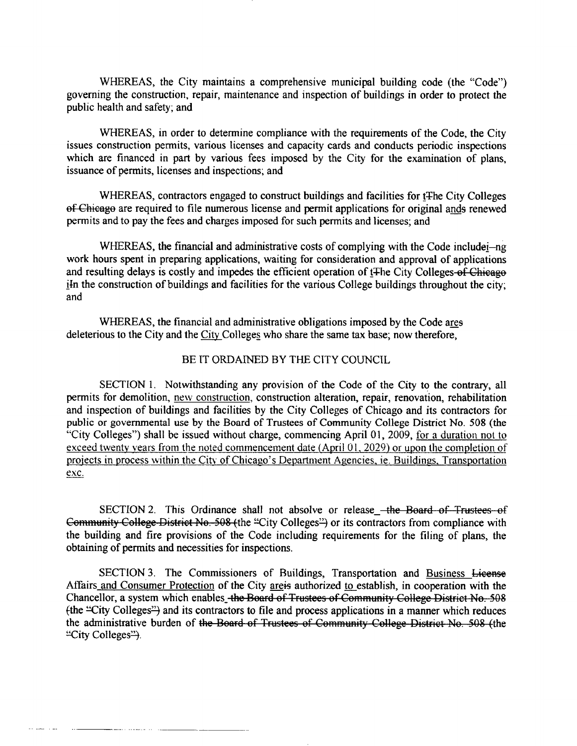WHEREAS, the City maintains a comprehensive municipal building code (the "Code") governing the construction, repair, maintenance and inspection of buildings in order to protect the public health and safety; and

WHEREAS, in order to determine compliance with the requirements of the Code, the City issues construction permits, various licenses and capacity cards and conducts periodic inspections which are financed in part by various fees imposed by the City for the examination of plans, issuance of permits, licenses and inspections; and

WHEREAS, contractors engaged to construct buildings and facilities for tThe City Colleges ~~of Chicago~~ are required to file numerous license and permit applications for original ands renewed permits and to pay the fees and charges imposed for such permits and licenses; and

WHEREAS, the financial and administrative costs of complying with the Code includei–ng work hours spent in preparing applications, waiting for consideration and approval of applications and resulting delays is costly and impedes the efficient operation of tThe City Colleges~~-of Chicago~~ iIn the construction of buildings and facilities for the various College buildings throughout the city; and

WHEREAS, the financial and administrative obligations imposed by the Code ares deleterious to the City and the City Colleges who share the same tax base; now therefore,

BE IT ORDAINED BY THE CITY COUNCIL

SECTION 1. Notwithstanding any provision of the Code of the City to the contrary, all permits for demolition, new construction, construction alteration, repair, renovation, rehabilitation and inspection of buildings and facilities by the City Colleges of Chicago and its contractors for public or governmental use by the Board of Trustees of Community College District No. 508 (the "City Colleges") shall be issued without charge, commencing April 01, 2009, for a duration not to exceed twenty years from the noted commencement date (April 01, 2029) or upon the completion of projects in process within the City of Chicago's Department Agencies, ie. Buildings, Transportation exc.

SECTION 2. This Ordinance shall not absolve or release ~~-the Board of Trustees of Community College District No. 508 (~~the ~~"~~City Colleges~~")~~ or its contractors from compliance with the building and fire provisions of the Code including requirements for the filing of plans, the obtaining of permits and necessities for inspections.

SECTION 3. The Commissioners of Buildings, Transportation and Business ~~License~~ Affairs and Consumer Protection of the City areis authorized to establish, in cooperation with the Chancellor, a system which enables ~~-the Board of Trustees of Community College District No. 508 (~~the ~~"~~City Colleges~~")~~ and its contractors to file and process applications in a manner which reduces the administrative burden of ~~the Board of Trustees of Community College District No. 508 (the "City Colleges")~~.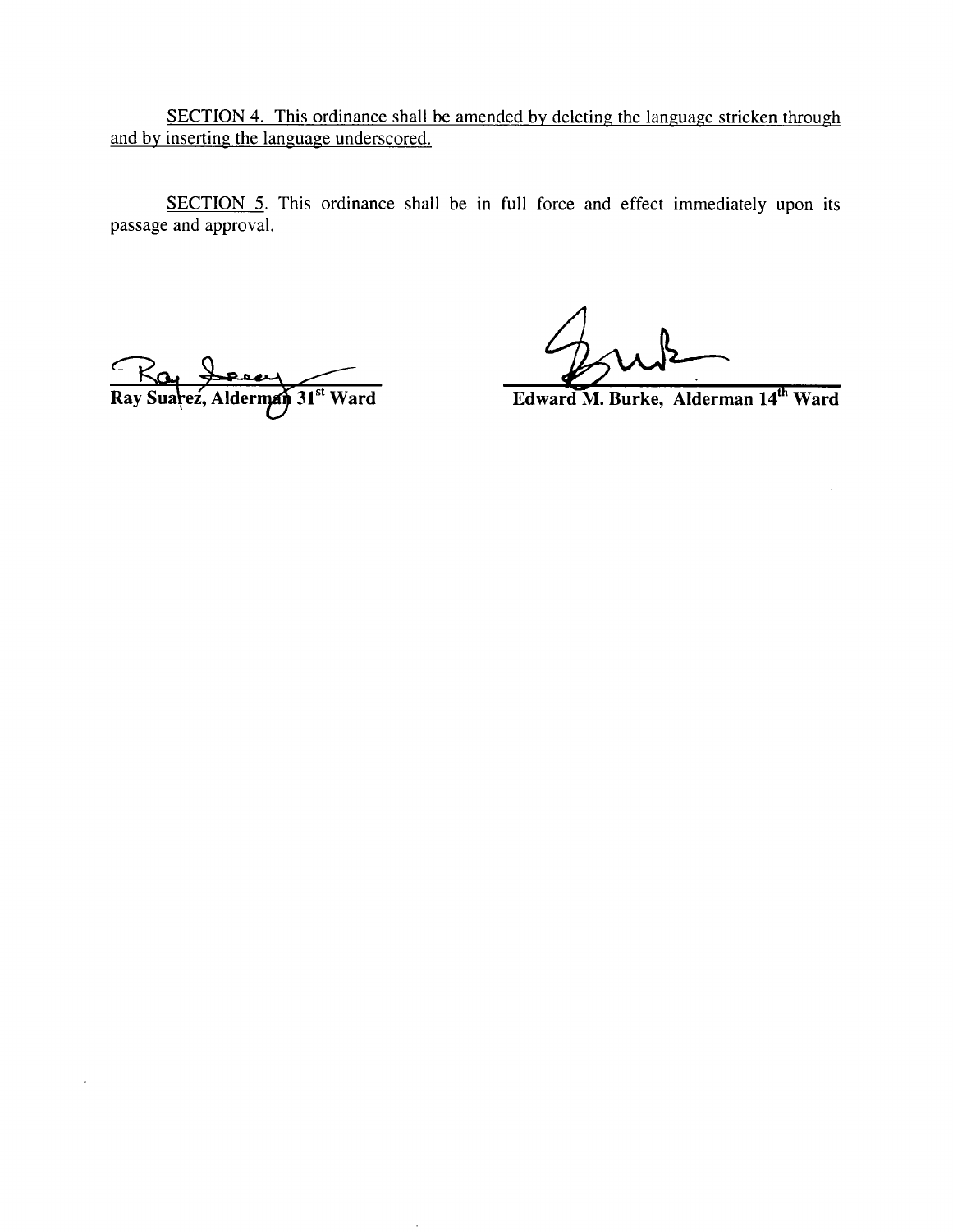SECTION 4. This ordinance shall be amended by deleting the language stricken through and by inserting the language underscored.

SECTION 5. This ordinance shall be in full force and effect immediately upon its passage and approval.

**Ray Suarez, Alderman 31st Ward**

**Edward M. Burke, Alderman 14th Ward**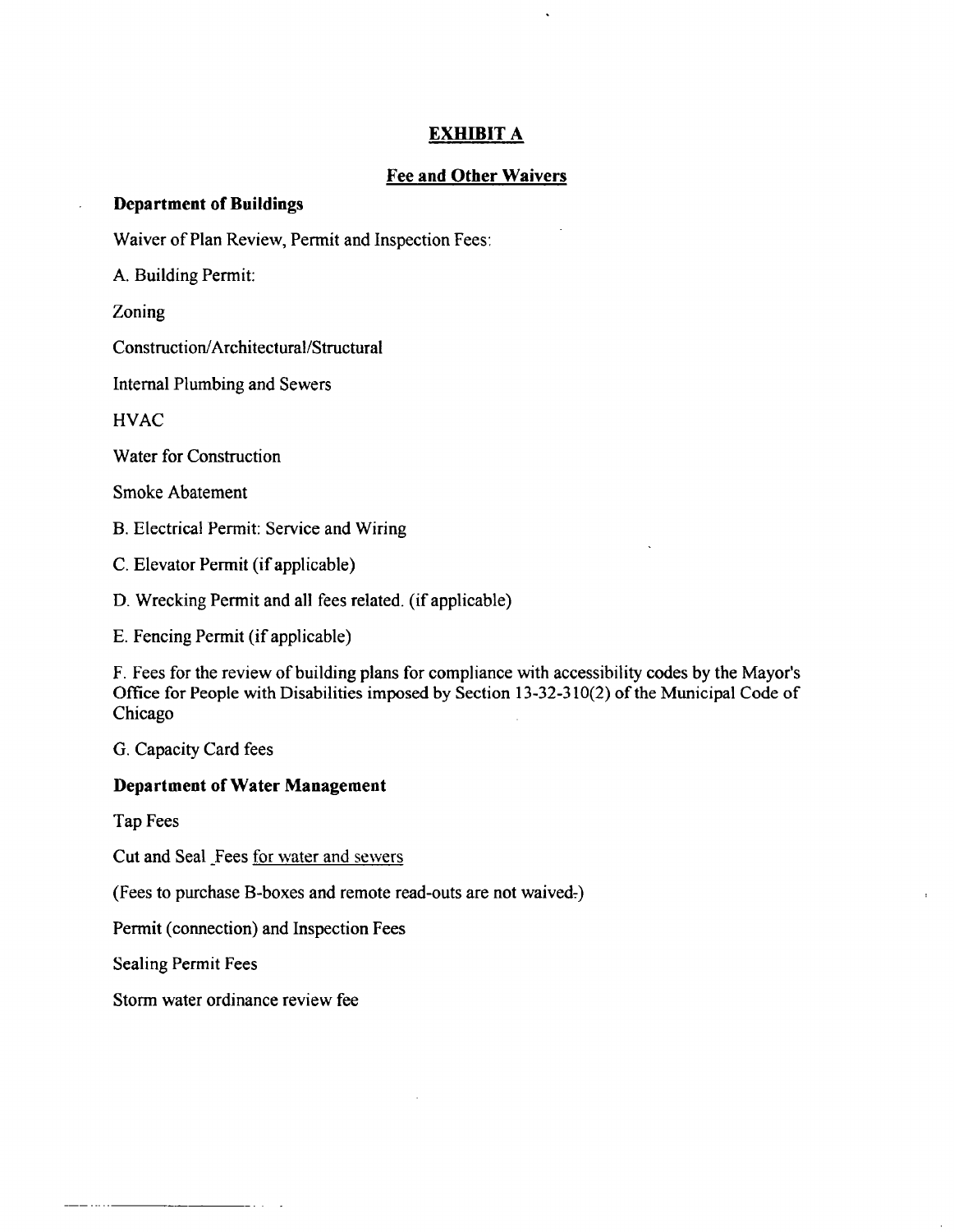# EXHIBIT A

## Fee and Other Waivers

**Department of Buildings**

Waiver of Plan Review, Permit and Inspection Fees:

A. Building Permit:

Zoning

Construction/Architectural/Structural

Internal Plumbing and Sewers

HVAC

Water for Construction

Smoke Abatement

B. Electrical Permit: Service and Wiring

C. Elevator Permit (if applicable)

D. Wrecking Permit and all fees related. (if applicable)

E. Fencing Permit (if applicable)

F. Fees for the review of building plans for compliance with accessibility codes by the Mayor's Office for People with Disabilities imposed by Section 13-32-310(2) of the Municipal Code of Chicago

G. Capacity Card fees

**Department of Water Management**

Tap Fees

Cut and Seal Fees for water and sewers

(Fees to purchase B-boxes and remote read-outs are not waived.)

Permit (connection) and Inspection Fees

Sealing Permit Fees

Storm water ordinance review fee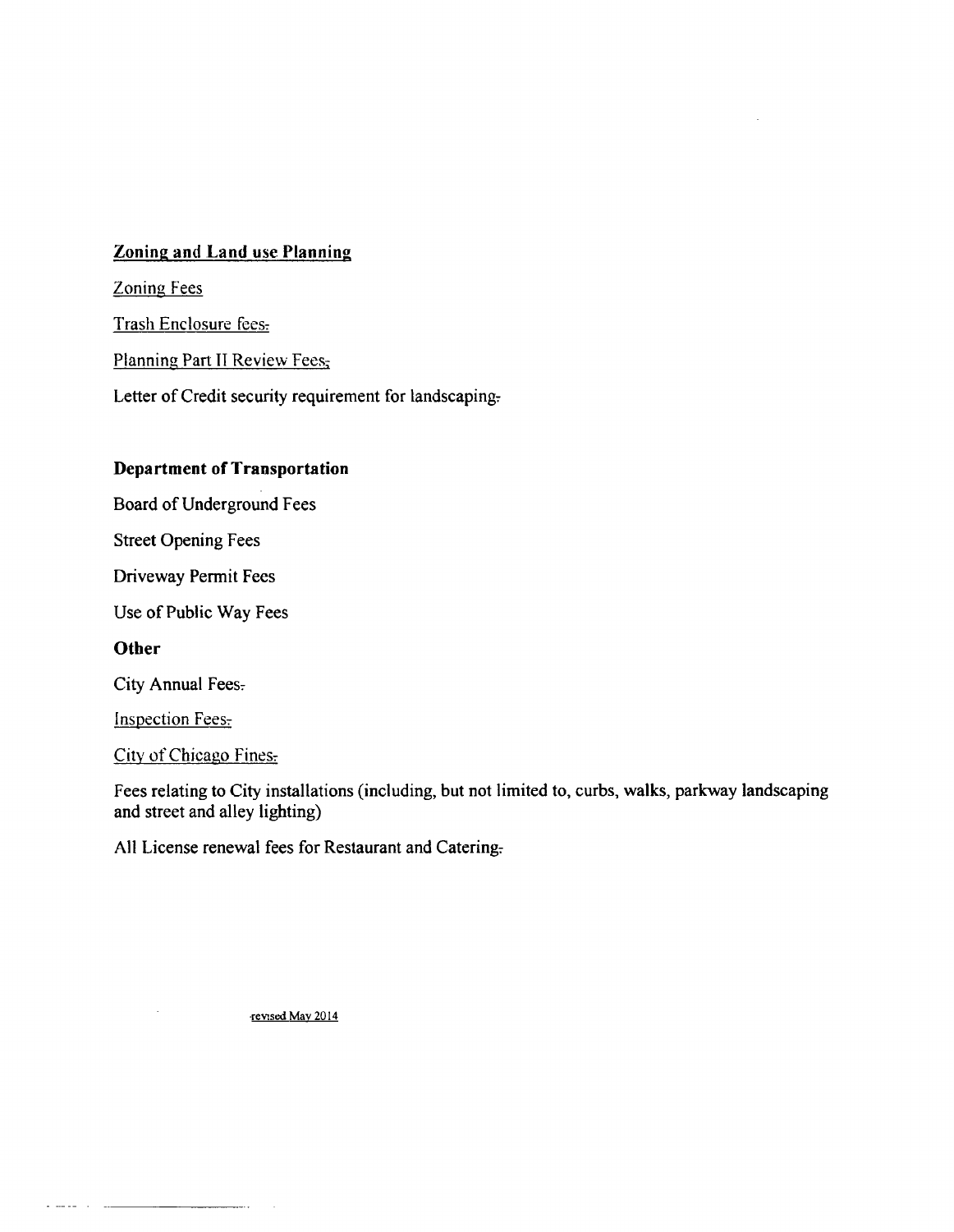## Zoning and Land use Planning

Zoning Fees

Trash Enclosure fees.

Planning Part II Review Fees,

Letter of Credit security requirement for landscaping.

## Department of Transportation

Board of Underground Fees

Street Opening Fees

Driveway Permit Fees

Use of Public Way Fees

## Other

City Annual Fees.

Inspection Fees.

City of Chicago Fines.

Fees relating to City installations (including, but not limited to, curbs, walks, parkway landscaping and street and alley lighting)

All License renewal fees for Restaurant and Catering.

revised May 2014